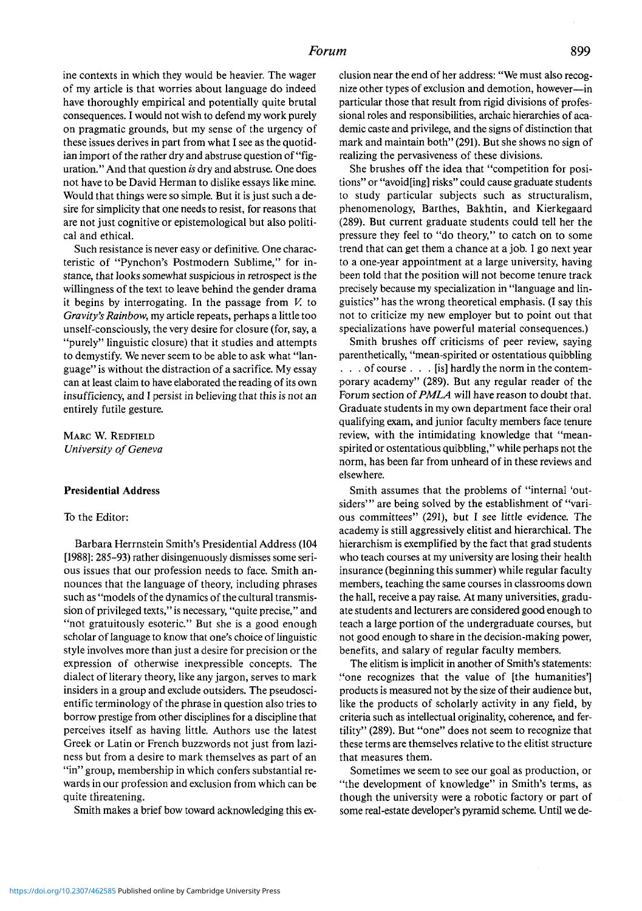ine contexts in which they would be heavier. The wager of my article is that worries about language do indeed have thoroughly empirical and potentially quite brutal consequences. I would not wish to defend my work purely on pragmatic grounds, but my sense of the urgency of these issues derives in part from what I see as the quotidian import of the rather dry and abstruse question of "figuration." And that question *is* dry and abstruse. One does not have to be David Herman to dislike essays like mine. Would that things were so simple. But it is just such a desire for simplicity that one needs to resist, for reasons that are not just cognitive or epistemological but also political and ethical.

Such resistance is never easy or definitive. One characteristic of "Pynchon's Postmodern Sublime," for instance, that looks somewhat suspicious in retrospect is the willingness of the text to leave behind the gender drama it begins by interrogating. In the passage from *V.* to *Gravity's Rainbow*, my article repeats, perhaps a little too unself-consciously, the very desire for closure (for, say, a "purely" linguistic closure) that it studies and attempts to demystify. We never seem to be able to ask what "language" is without the distraction of a sacrifice. My essay can at least claim to have elaborated the reading of its own insufficiency, and I persist in believing that this is not an entirely futile gesture.

MARC W. REDFIELD
*University of Geneva*

### Presidential Address

To the Editor:

Barbara Herrnstein Smith's Presidential Address (104 [1988]: 285–93) rather disingenuously dismisses some serious issues that our profession needs to face. Smith announces that the language of theory, including phrases such as "models of the dynamics of the cultural transmission of privileged texts," is necessary, "quite precise," and "not gratuitously esoteric." But she is a good enough scholar of language to know that one's choice of linguistic style involves more than just a desire for precision or the expression of otherwise inexpressible concepts. The dialect of literary theory, like any jargon, serves to mark insiders in a group and exclude outsiders. The pseudoscientific terminology of the phrase in question also tries to borrow prestige from other disciplines for a discipline that perceives itself as having little. Authors use the latest Greek or Latin or French buzzwords not just from laziness but from a desire to mark themselves as part of an "in" group, membership in which confers substantial rewards in our profession and exclusion from which can be quite threatening.

Smith makes a brief bow toward acknowledging this exclusion near the end of her address: "We must also recognize other types of exclusion and demotion, however—in particular those that result from rigid divisions of professional roles and responsibilities, archaic hierarchies of academic caste and privilege, and the signs of distinction that mark and maintain both" (291). But she shows no sign of realizing the pervasiveness of these divisions.

She brushes off the idea that "competition for positions" or "avoid[ing] risks" could cause graduate students to study particular subjects such as structuralism, phenomenology, Barthes, Bakhtin, and Kierkegaard (289). But current graduate students could tell her the pressure they feel to "do theory," to catch on to some trend that can get them a chance at a job. I go next year to a one-year appointment at a large university, having been told that the position will not become tenure track precisely because my specialization in "language and linguistics" has the wrong theoretical emphasis. (I say this not to criticize my new employer but to point out that specializations have powerful material consequences.)

Smith brushes off criticisms of peer review, saying parenthetically, "mean-spirited or ostentatious quibbling . . . of course . . . [is] hardly the norm in the contemporary academy" (289). But any regular reader of the Forum section of *PMLA* will have reason to doubt that. Graduate students in my own department face their oral qualifying exam, and junior faculty members face tenure review, with the intimidating knowledge that "mean-spirited or ostentatious quibbling," while perhaps not the norm, has been far from unheard of in these reviews and elsewhere.

Smith assumes that the problems of "internal 'outsiders'" are being solved by the establishment of "various committees" (291), but I see little evidence. The academy is still aggressively elitist and hierarchical. The hierarchism is exemplified by the fact that grad students who teach courses at my university are losing their health insurance (beginning this summer) while regular faculty members, teaching the same courses in classrooms down the hall, receive a pay raise. At many universities, graduate students and lecturers are considered good enough to teach a large portion of the undergraduate courses, but not good enough to share in the decision-making power, benefits, and salary of regular faculty members.

The elitism is implicit in another of Smith's statements: "one recognizes that the value of [the humanities'] products is measured not by the size of their audience but, like the products of scholarly activity in any field, by criteria such as intellectual originality, coherence, and fertility" (289). But "one" does not seem to recognize that these terms are themselves relative to the elitist structure that measures them.

Sometimes we seem to see our goal as production, or "the development of knowledge" in Smith's terms, as though the university were a robotic factory or part of some real-estate developer's pyramid scheme. Until we de-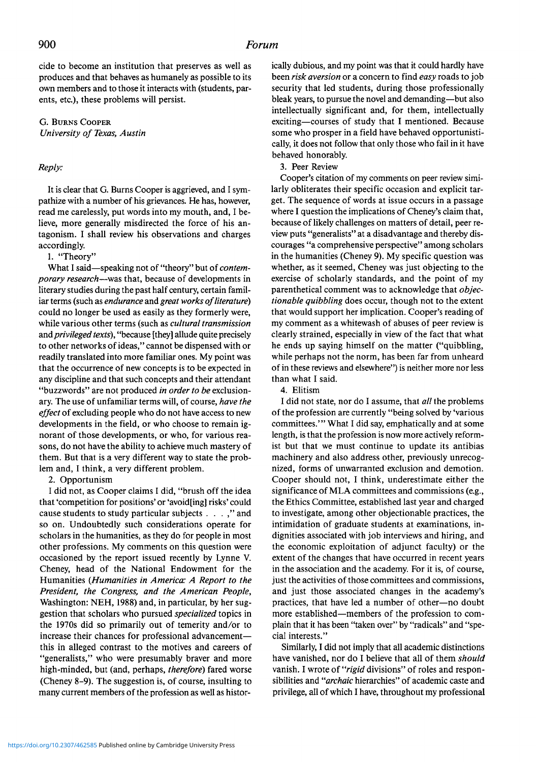cide to become an institution that preserves as well as produces and that behaves as humanely as possible to its own members and to those it interacts with (students, parents, etc.), these problems will persist.

G. Burns Cooper
*University of Texas, Austin*

*Reply:*

It is clear that G. Burns Cooper is aggrieved, and I sympathize with a number of his grievances. He has, however, read me carelessly, put words into my mouth, and, I believe, more generally misdirected the force of his antagonism. I shall review his observations and charges accordingly.

1. "Theory"

What I said—speaking not of "theory" but of *contemporary research*—was that, because of developments in literary studies during the past half century, certain familiar terms (such as *endurance* and *great works of literature*) could no longer be used as easily as they formerly were, while various other terms (such as *cultural transmission* and *privileged texts*), "because [they] allude quite precisely to other networks of ideas," cannot be dispensed with or readily translated into more familiar ones. My point was that the occurrence of new concepts is to be expected in any discipline and that such concepts and their attendant "buzzwords" are not produced *in order to be* exclusionary. The use of unfamiliar terms will, of course, *have the effect* of excluding people who do not have access to new developments in the field, or who choose to remain ignorant of those developments, or who, for various reasons, do not have the ability to achieve much mastery of them. But that is a very different way to state the problem and, I think, a very different problem.

2. Opportunism

I did not, as Cooper claims I did, "brush off the idea that 'competition for positions' or 'avoid[ing] risks' could cause students to study particular subjects . . . ," and so on. Undoubtedly such considerations operate for scholars in the humanities, as they do for people in most other professions. My comments on this question were occasioned by the report issued recently by Lynne V. Cheney, head of the National Endowment for the Humanities (*Humanities in America: A Report to the President, the Congress, and the American People*, Washington: NEH, 1988) and, in particular, by her suggestion that scholars who pursued *specialized* topics in the 1970s did so primarily out of temerity and/or to increase their chances for professional advancement—this in alleged contrast to the motives and careers of "generalists," who were presumably braver and more high-minded, but (and, perhaps, *therefore*) fared worse (Cheney 8–9). The suggestion is, of course, insulting to many current members of the profession as well as historically dubious, and my point was that it could hardly have been *risk aversion* or a concern to find *easy* roads to job security that led students, during those professionally bleak years, to pursue the novel and demanding—but also intellectually significant and, for them, intellectually exciting—courses of study that I mentioned. Because some who prosper in a field have behaved opportunistically, it does not follow that only those who fail in it have behaved honorably.

3. Peer Review

Cooper's citation of my comments on peer review similarly obliterates their specific occasion and explicit target. The sequence of words at issue occurs in a passage where I question the implications of Cheney's claim that, because of likely challenges on matters of detail, peer review puts "generalists" at a disadvantage and thereby discourages "a comprehensive perspective" among scholars in the humanities (Cheney 9). My specific question was whether, as it seemed, Cheney was just objecting to the exercise of scholarly standards, and the point of my parenthetical comment was to acknowledge that *objectionable quibbling* does occur, though not to the extent that would support her implication. Cooper's reading of my comment as a whitewash of abuses of peer review is clearly strained, especially in view of the fact that what he ends up saying himself on the matter ("quibbling, while perhaps not the norm, has been far from unheard of in these reviews and elsewhere") is neither more nor less than what I said.

4. Elitism

I did not state, nor do I assume, that *all* the problems of the profession are currently "being solved by 'various committees.'" What I did say, emphatically and at some length, is that the profession is now more actively reformist but that we must continue to update its antibias machinery and also address other, previously unrecognized, forms of unwarranted exclusion and demotion. Cooper should not, I think, underestimate either the significance of MLA committees and commissions (e.g., the Ethics Committee, established last year and charged to investigate, among other objectionable practices, the intimidation of graduate students at examinations, indignities associated with job interviews and hiring, and the economic exploitation of adjunct faculty) or the extent of the changes that have occurred in recent years in the association and the academy. For it is, of course, just the activities of those committees and commissions, and just those associated changes in the academy's practices, that have led a number of other—no doubt more established—members of the profession to complain that it has been "taken over" by "radicals" and "special interests."

Similarly, I did not imply that all academic distinctions have vanished, nor do I believe that all of them *should* vanish. I wrote of "*rigid* divisions" of roles and responsibilities and "*archaic* hierarchies" of academic caste and privilege, all of which I have, throughout my professional